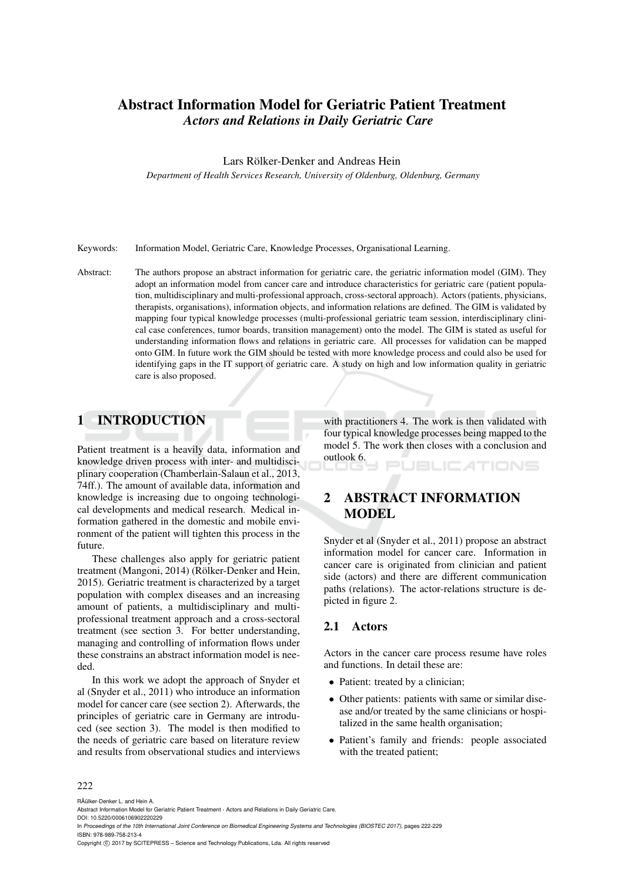# Abstract Information Model for Geriatric Patient Treatment

## *Actors and Relations in Daily Geriatric Care*

Lars Rölker-Denker and Andreas Hein

*Department of Health Services Research, University of Oldenburg, Oldenburg, Germany*

Keywords: Information Model, Geriatric Care, Knowledge Processes, Organisational Learning.

Abstract: The authors propose an abstract information for geriatric care, the geriatric information model (GIM). They adopt an information model from cancer care and introduce characteristics for geriatric care (patient population, multidisciplinary and multi-professional approach, cross-sectoral approach). Actors (patients, physicians, therapists, organisations), information objects, and information relations are defined. The GIM is validated by mapping four typical knowledge processes (multi-professional geriatric team session, interdisciplinary clinical case conferences, tumor boards, transition management) onto the model. The GIM is stated as useful for understanding information flows and relations in geriatric care. All processes for validation can be mapped onto GIM. In future work the GIM should be tested with more knowledge process and could also be used for identifying gaps in the IT support of geriatric care. A study on high and low information quality in geriatric care is also proposed.

## 1 INTRODUCTION

Patient treatment is a heavily data, information and knowledge driven process with inter- and multidisciplinary cooperation (Chamberlain-Salaun et al., 2013, 74ff.). The amount of available data, information and knowledge is increasing due to ongoing technological developments and medical research. Medical information gathered in the domestic and mobile environment of the patient will tighten this process in the future.

These challenges also apply for geriatric patient treatment (Mangoni, 2014) (Rölker-Denker and Hein, 2015). Geriatric treatment is characterized by a target population with complex diseases and an increasing amount of patients, a multidisciplinary and multi-professional treatment approach and a cross-sectoral treatment (see section 3. For better understanding, managing and controlling of information flows under these constrains an abstract information model is needed.

In this work we adopt the approach of Snyder et al (Snyder et al., 2011) who introduce an information model for cancer care (see section 2). Afterwards, the principles of geriatric care in Germany are introduced (see section 3). The model is then modified to the needs of geriatric care based on literature review and results from observational studies and interviews with practitioners 4. The work is then validated with four typical knowledge processes being mapped to the model 5. The work then closes with a conclusion and outlook 6.

## 2 ABSTRACT INFORMATION MODEL

Snyder et al (Snyder et al., 2011) propose an abstract information model for cancer care. Information in cancer care is originated from clinician and patient side (actors) and there are different communication paths (relations). The actor-relations structure is depicted in figure 2.

### 2.1 Actors

Actors in the cancer care process resume have roles and functions. In detail these are:

- Patient: treated by a clinician;
- Other patients: patients with same or similar disease and/or treated by the same clinicians or hospitalized in the same health organisation;
- Patient's family and friends: people associated with the treated patient;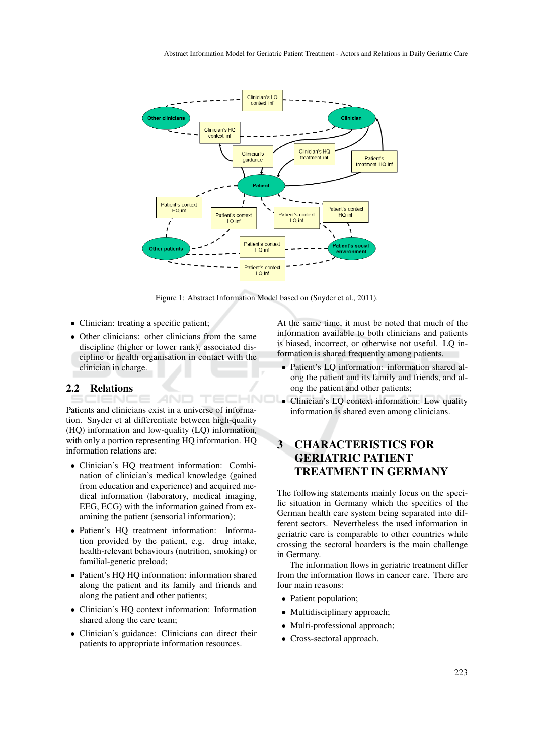Figure 1: Abstract Information Model based on (Snyder et al., 2011).

- Clinician: treating a specific patient;
- Other clinicians: other clinicians from the same discipline (higher or lower rank), associated discipline or health organisation in contact with the clinician in charge.

## 2.2 Relations

Patients and clinicians exist in a universe of information. Snyder et al differentiate between high-quality (HQ) information and low-quality (LQ) information, with only a portion representing HQ information. HQ information relations are:

- Clinician's HQ treatment information: Combination of clinician's medical knowledge (gained from education and experience) and acquired medical information (laboratory, medical imaging, EEG, ECG) with the information gained from examining the patient (sensorial information);
- Patient's HQ treatment information: Information provided by the patient, e.g. drug intake, health-relevant behaviours (nutrition, smoking) or familial-genetic preload;
- Patient's HQ HQ information: information shared along the patient and its family and friends and along the patient and other patients;
- Clinician's HQ context information: Information shared along the care team;
- Clinician's guidance: Clinicians can direct their patients to appropriate information resources.

At the same time, it must be noted that much of the information available to both clinicians and patients is biased, incorrect, or otherwise not useful. LQ information is shared frequently among patients.

- Patient's LQ information: information shared along the patient and its family and friends, and along the patient and other patients;
- Clinician's LQ context information: Low quality information is shared even among clinicians.

# 3 CHARACTERISTICS FOR GERIATRIC PATIENT TREATMENT IN GERMANY

The following statements mainly focus on the specific situation in Germany which the specifics of the German health care system being separated into different sectors. Nevertheless the used information in geriatric care is comparable to other countries while crossing the sectoral boarders is the main challenge in Germany.

The information flows in geriatric treatment differ from the information flows in cancer care. There are four main reasons:

- Patient population;
- Multidisciplinary approach;
- Multi-professional approach;
- Cross-sectoral approach.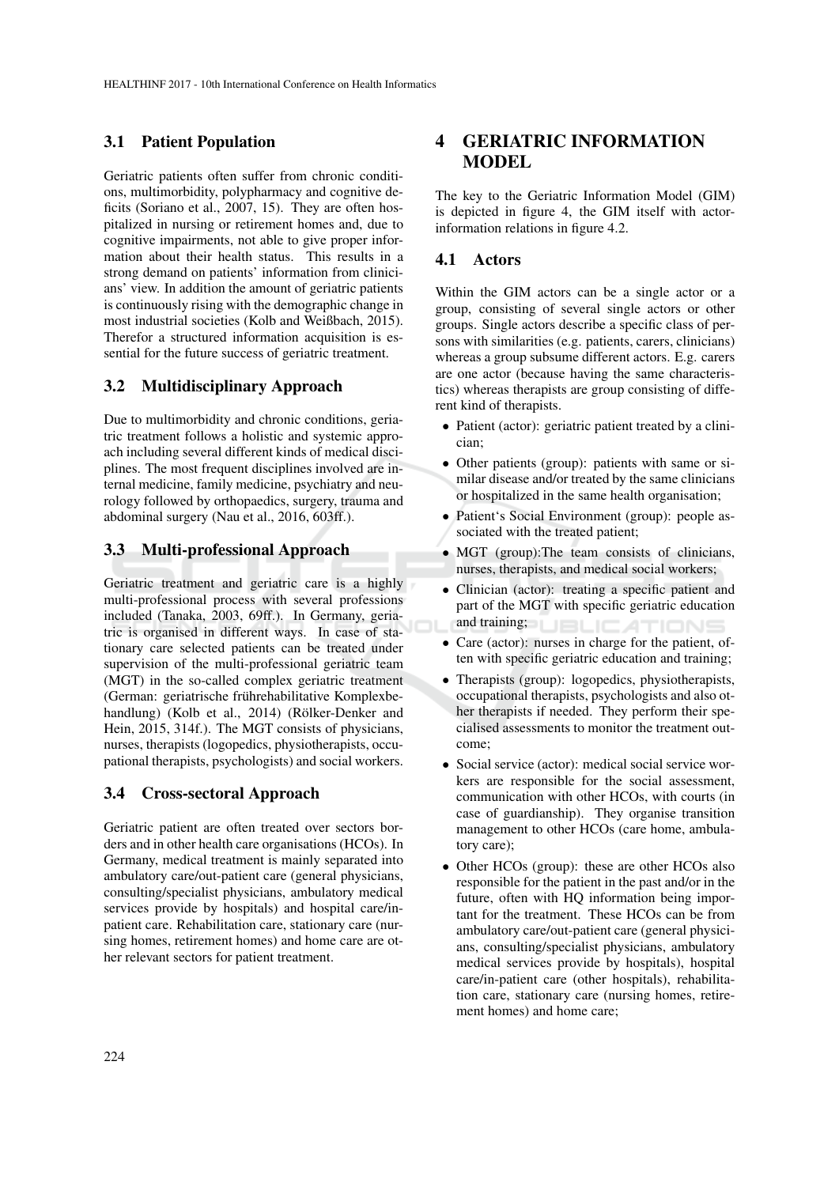### 3.1 Patient Population

Geriatric patients often suffer from chronic conditions, multimorbidity, polypharmacy and cognitive deficits (Soriano et al., 2007, 15). They are often hospitalized in nursing or retirement homes and, due to cognitive impairments, not able to give proper information about their health status. This results in a strong demand on patients' information from clinicians' view. In addition the amount of geriatric patients is continuously rising with the demographic change in most industrial societies (Kolb and Weißbach, 2015). Therefor a structured information acquisition is essential for the future success of geriatric treatment.

### 3.2 Multidisciplinary Approach

Due to multimorbidity and chronic conditions, geriatric treatment follows a holistic and systemic approach including several different kinds of medical disciplines. The most frequent disciplines involved are internal medicine, family medicine, psychiatry and neurology followed by orthopaedics, surgery, trauma and abdominal surgery (Nau et al., 2016, 603ff.).

### 3.3 Multi-professional Approach

Geriatric treatment and geriatric care is a highly multi-professional process with several professions included (Tanaka, 2003, 69ff.). In Germany, geriatric is organised in different ways. In case of stationary care selected patients can be treated under supervision of the multi-professional geriatric team (MGT) in the so-called complex geriatric treatment (German: geriatrische frührehabilitative Komplexbehandlung) (Kolb et al., 2014) (Rölker-Denker and Hein, 2015, 314f.). The MGT consists of physicians, nurses, therapists (logopedics, physiotherapists, occupational therapists, psychologists) and social workers.

### 3.4 Cross-sectoral Approach

Geriatric patient are often treated over sectors borders and in other health care organisations (HCOs). In Germany, medical treatment is mainly separated into ambulatory care/out-patient care (general physicians, consulting/specialist physicians, ambulatory medical services provide by hospitals) and hospital care/in-patient care. Rehabilitation care, stationary care (nursing homes, retirement homes) and home care are other relevant sectors for patient treatment.

## 4 GERIATRIC INFORMATION MODEL

The key to the Geriatric Information Model (GIM) is depicted in figure 4, the GIM itself with actor-information relations in figure 4.2.

### 4.1 Actors

Within the GIM actors can be a single actor or a group, consisting of several single actors or other groups. Single actors describe a specific class of persons with similarities (e.g. patients, carers, clinicians) whereas a group subsume different actors. E.g. carers are one actor (because having the same characteristics) whereas therapists are group consisting of different kind of therapists.

- Patient (actor): geriatric patient treated by a clinician;
- Other patients (group): patients with same or similar disease and/or treated by the same clinicians or hospitalized in the same health organisation;
- Patient's Social Environment (group): people associated with the treated patient;
- MGT (group):The team consists of clinicians, nurses, therapists, and medical social workers;
- Clinician (actor): treating a specific patient and part of the MGT with specific geriatric education and training;
- Care (actor): nurses in charge for the patient, often with specific geriatric education and training;
- Therapists (group): logopedics, physiotherapists, occupational therapists, psychologists and also other therapists if needed. They perform their specialised assessments to monitor the treatment outcome;
- Social service (actor): medical social service workers are responsible for the social assessment, communication with other HCOs, with courts (in case of guardianship). They organise transition management to other HCOs (care home, ambulatory care);
- Other HCOs (group): these are other HCOs also responsible for the patient in the past and/or in the future, often with HQ information being important for the treatment. These HCOs can be from ambulatory care/out-patient care (general physicians, consulting/specialist physicians, ambulatory medical services provide by hospitals), hospital care/in-patient care (other hospitals), rehabilitation care, stationary care (nursing homes, retirement homes) and home care;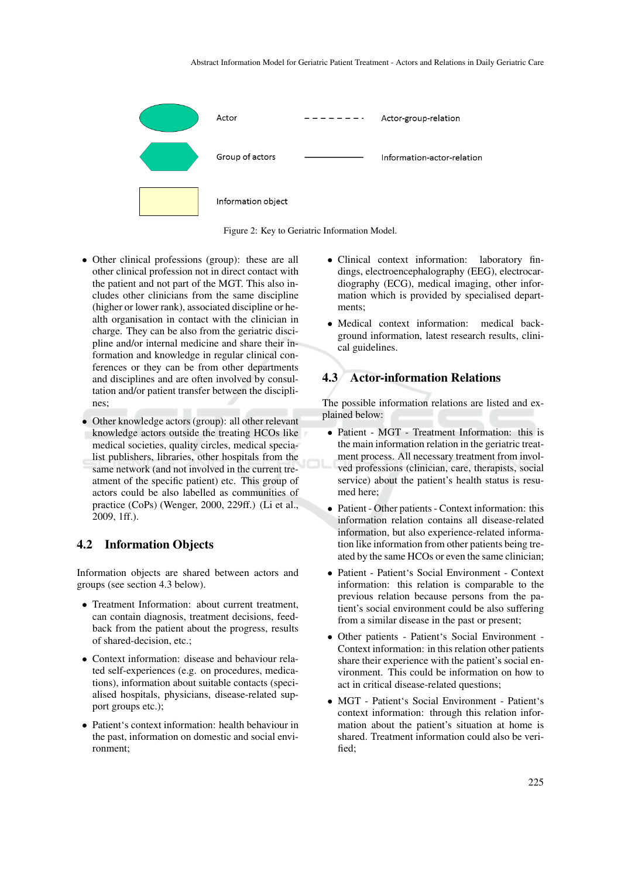Actor

Group of actors

Information object

Actor-group-relation

Information-actor-relation

Figure 2: Key to Geriatric Information Model.

- Other clinical professions (group): these are all other clinical profession not in direct contact with the patient and not part of the MGT. This also includes other clinicians from the same discipline (higher or lower rank), associated discipline or health organisation in contact with the clinician in charge. They can be also from the geriatric discipline and/or internal medicine and share their information and knowledge in regular clinical conferences or they can be from other departments and disciplines and are often involved by consultation and/or patient transfer between the disciplines;
- Other knowledge actors (group): all other relevant knowledge actors outside the treating HCOs like medical societies, quality circles, medical specialist publishers, libraries, other hospitals from the same network (and not involved in the current treatment of the specific patient) etc. This group of actors could be also labelled as communities of practice (CoPs) (Wenger, 2000, 229ff.) (Li et al., 2009, 1ff.).

## 4.2 Information Objects

Information objects are shared between actors and groups (see section 4.3 below).

- Treatment Information: about current treatment, can contain diagnosis, treatment decisions, feedback from the patient about the progress, results of shared-decision, etc.;
- Context information: disease and behaviour related self-experiences (e.g. on procedures, medications), information about suitable contacts (specialised hospitals, physicians, disease-related support groups etc.);
- Patient‘s context information: health behaviour in the past, information on domestic and social environment;
- Clinical context information: laboratory findings, electroencephalography (EEG), electrocardiography (ECG), medical imaging, other information which is provided by specialised departments;
- Medical context information: medical background information, latest research results, clinical guidelines.

## 4.3 Actor-information Relations

The possible information relations are listed and explained below:

- Patient - MGT - Treatment Information: this is the main information relation in the geriatric treatment process. All necessary treatment from involved professions (clinician, care, therapists, social service) about the patient’s health status is resumed here;
- Patient - Other patients - Context information: this information relation contains all disease-related information, but also experience-related information like information from other patients being treated by the same HCOs or even the same clinician;
- Patient - Patient‘s Social Environment - Context information: this relation is comparable to the previous relation because persons from the patient’s social environment could be also suffering from a similar disease in the past or present;
- Other patients - Patient‘s Social Environment - Context information: in this relation other patients share their experience with the patient’s social environment. This could be information on how to act in critical disease-related questions;
- MGT - Patient‘s Social Environment - Patient‘s context information: through this relation information about the patient’s situation at home is shared. Treatment information could also be verified;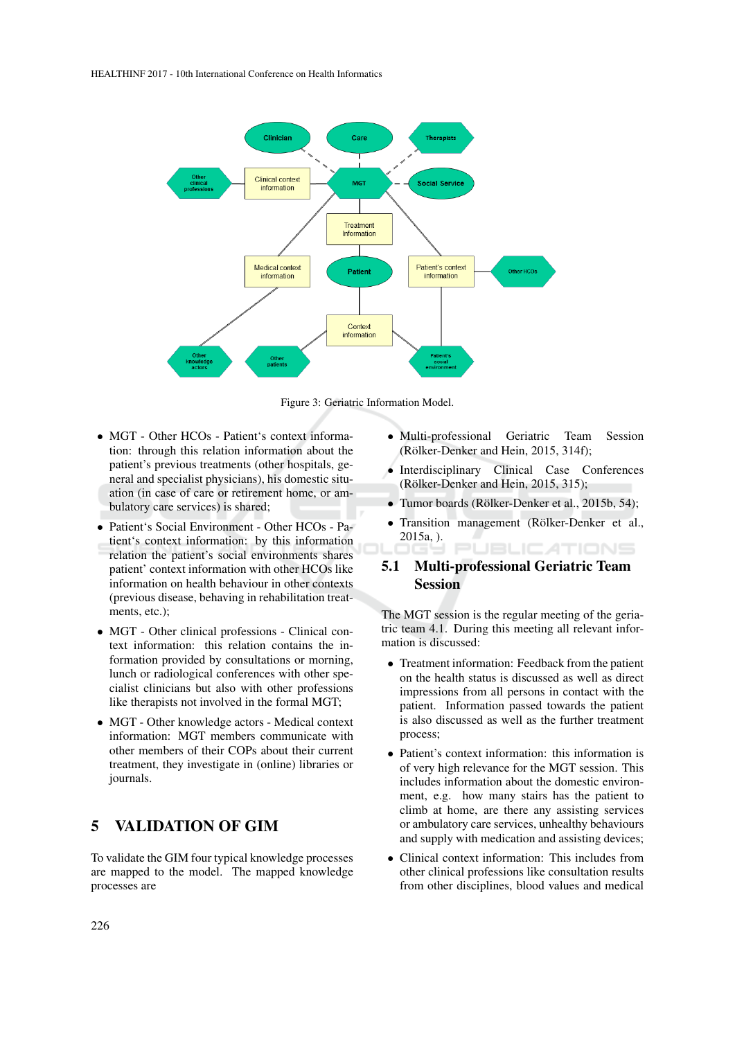Figure 3: Geriatric Information Model.

- MGT - Other HCOs - Patient's context information: through this relation information about the patient's previous treatments (other hospitals, general and specialist physicians), his domestic situation (in case of care or retirement home, or ambulatory care services) is shared;
- Patient's Social Environment - Other HCOs - Patient's context information: by this information relation the patient's social environments shares patient' context information with other HCOs like information on health behaviour in other contexts (previous disease, behaving in rehabilitation treatments, etc.);
- MGT - Other clinical professions - Clinical context information: this relation contains the information provided by consultations or morning, lunch or radiological conferences with other specialist clinicians but also with other professions like therapists not involved in the formal MGT;
- MGT - Other knowledge actors - Medical context information: MGT members communicate with other members of their COPs about their current treatment, they investigate in (online) libraries or journals.

# 5 VALIDATION OF GIM

To validate the GIM four typical knowledge processes are mapped to the model. The mapped knowledge processes are

- Multi-professional Geriatric Team Session (Rölker-Denker and Hein, 2015, 314f);
- Interdisciplinary Clinical Case Conferences (Rölker-Denker and Hein, 2015, 315);
- Tumor boards (Rölker-Denker et al., 2015b, 54);
- Transition management (Rölker-Denker et al., 2015a, ).

## 5.1 Multi-professional Geriatric Team Session

The MGT session is the regular meeting of the geriatric team 4.1. During this meeting all relevant information is discussed:

- Treatment information: Feedback from the patient on the health status is discussed as well as direct impressions from all persons in contact with the patient. Information passed towards the patient is also discussed as well as the further treatment process;
- Patient's context information: this information is of very high relevance for the MGT session. This includes information about the domestic environment, e.g. how many stairs has the patient to climb at home, are there any assisting services or ambulatory care services, unhealthy behaviours and supply with medication and assisting devices;
- Clinical context information: This includes from other clinical professions like consultation results from other disciplines, blood values and medical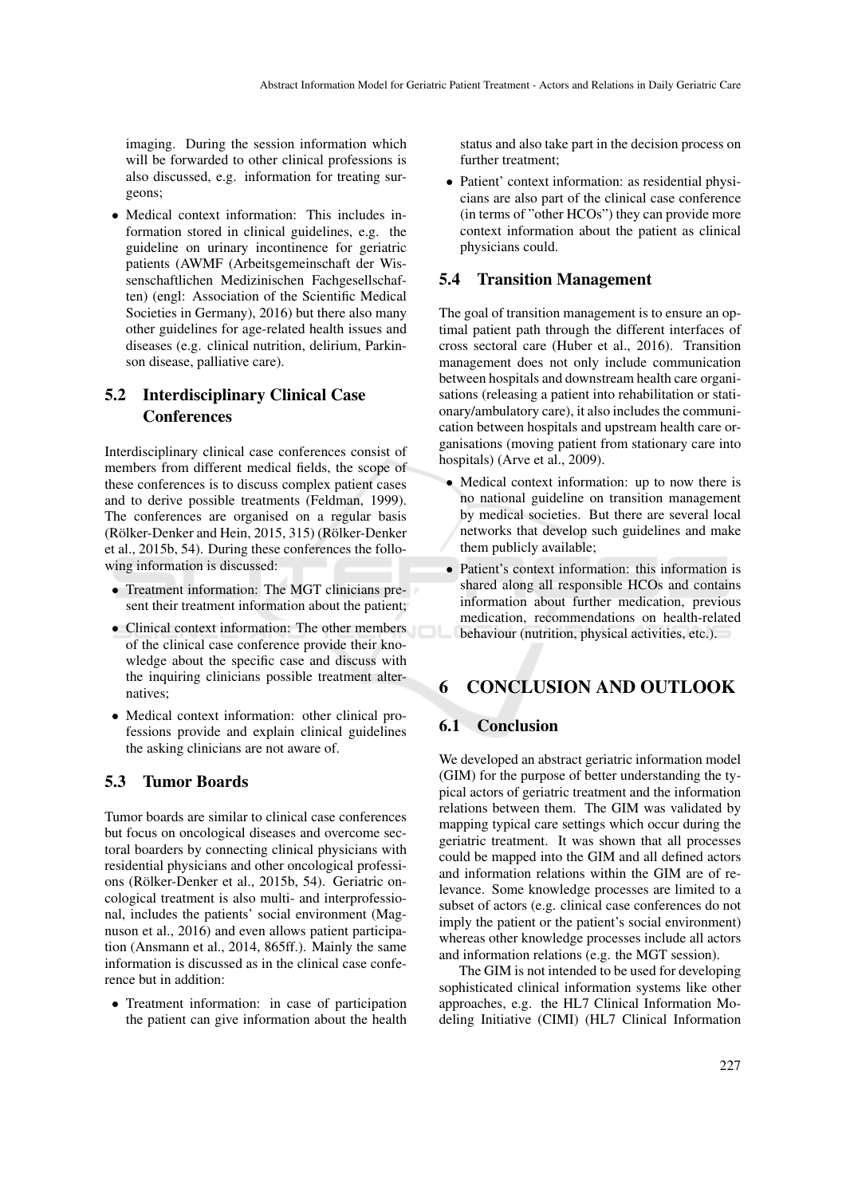imaging. During the session information which will be forwarded to other clinical professions is also discussed, e.g. information for treating surgeons;

- Medical context information: This includes information stored in clinical guidelines, e.g. the guideline on urinary incontinence for geriatric patients (AWMF (Arbeitsgemeinschaft der Wissenschaftlichen Medizinischen Fachgesellschaften) (engl: Association of the Scientific Medical Societies in Germany), 2016) but there also many other guidelines for age-related health issues and diseases (e.g. clinical nutrition, delirium, Parkinson disease, palliative care).

## 5.2 Interdisciplinary Clinical Case Conferences

Interdisciplinary clinical case conferences consist of members from different medical fields, the scope of these conferences is to discuss complex patient cases and to derive possible treatments (Feldman, 1999). The conferences are organised on a regular basis (Rölker-Denker and Hein, 2015, 315) (Rölker-Denker et al., 2015b, 54). During these conferences the following information is discussed:

- Treatment information: The MGT clinicians present their treatment information about the patient;
- Clinical context information: The other members of the clinical case conference provide their knowledge about the specific case and discuss with the inquiring clinicians possible treatment alternatives;
- Medical context information: other clinical professions provide and explain clinical guidelines the asking clinicians are not aware of.

## 5.3 Tumor Boards

Tumor boards are similar to clinical case conferences but focus on oncological diseases and overcome sectoral boarders by connecting clinical physicians with residential physicians and other oncological professions (Rölker-Denker et al., 2015b, 54). Geriatric oncological treatment is also multi- and interprofessional, includes the patients' social environment (Magnuson et al., 2016) and even allows patient participation (Ansmann et al., 2014, 865ff.). Mainly the same information is discussed as in the clinical case conference but in addition:

- Treatment information: in case of participation the patient can give information about the health status and also take part in the decision process on further treatment;
- Patient' context information: as residential physicians are also part of the clinical case conference (in terms of "other HCOs") they can provide more context information about the patient as clinical physicians could.

## 5.4 Transition Management

The goal of transition management is to ensure an optimal patient path through the different interfaces of cross sectoral care (Huber et al., 2016). Transition management does not only include communication between hospitals and downstream health care organisations (releasing a patient into rehabilitation or stationary/ambulatory care), it also includes the communication between hospitals and upstream health care organisations (moving patient from stationary care into hospitals) (Arve et al., 2009).

- Medical context information: up to now there is no national guideline on transition management by medical societies. But there are several local networks that develop such guidelines and make them publicly available;
- Patient's context information: this information is shared along all responsible HCOs and contains information about further medication, previous medication, recommendations on health-related behaviour (nutrition, physical activities, etc.).

# 6 CONCLUSION AND OUTLOOK

## 6.1 Conclusion

We developed an abstract geriatric information model (GIM) for the purpose of better understanding the typical actors of geriatric treatment and the information relations between them. The GIM was validated by mapping typical care settings which occur during the geriatric treatment. It was shown that all processes could be mapped into the GIM and all defined actors and information relations within the GIM are of relevance. Some knowledge processes are limited to a subset of actors (e.g. clinical case conferences do not imply the patient or the patient's social environment) whereas other knowledge processes include all actors and information relations (e.g. the MGT session).

The GIM is not intended to be used for developing sophisticated clinical information systems like other approaches, e.g. the HL7 Clinical Information Modeling Initiative (CIMI) (HL7 Clinical Information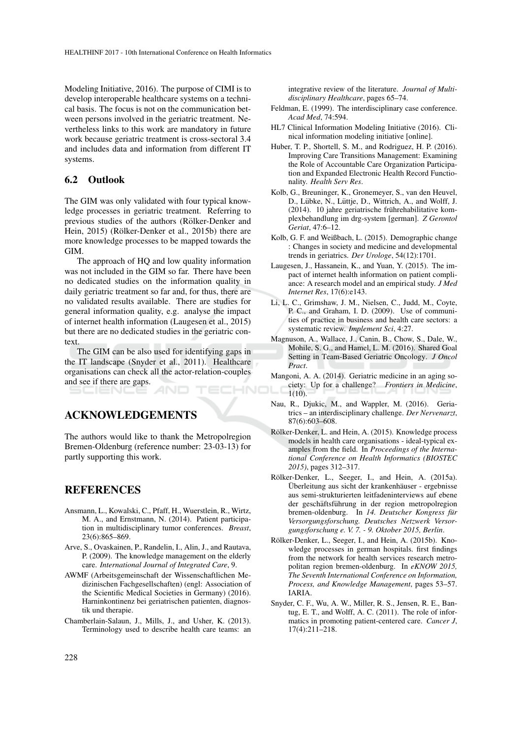Modeling Initiative, 2016). The purpose of CIMI is to develop interoperable healthcare systems on a technical basis. The focus is not on the communication between persons involved in the geriatric treatment. Nevertheless links to this work are mandatory in future work because geriatric treatment is cross-sectoral 3.4 and includes data and information from different IT systems.

### 6.2 Outlook

The GIM was only validated with four typical knowledge processes in geriatric treatment. Referring to previous studies of the authors (Rölker-Denker and Hein, 2015) (Rölker-Denker et al., 2015b) there are more knowledge processes to be mapped towards the GIM.

The approach of HQ and low quality information was not included in the GIM so far. There have been no dedicated studies on the information quality in daily geriatric treatment so far and, for thus, there are no validated results available. There are studies for general information quality, e.g. analyse the impact of internet health information (Laugesen et al., 2015) but there are no dedicated studies in the geriatric context.

The GIM can be also used for identifying gaps in the IT landscape (Snyder et al., 2011). Healthcare organisations can check all the actor-relation-couples and see if there are gaps.

## ACKNOWLEDGEMENTS

The authors would like to thank the Metropolregion Bremen-Oldenburg (reference number: 23-03-13) for partly supporting this work.

## REFERENCES

Ansmann, L., Kowalski, C., Pfaff, H., Wuerstlein, R., Wirtz, M. A., and Ernstmann, N. (2014). Patient participation in multidisciplinary tumor conferences. *Breast*, 23(6):865–869.

Arve, S., Ovaskainen, P., Randelin, I., Alin, J., and Rautava, P. (2009). The knowledge management on the elderly care. *International Journal of Integrated Care*, 9.

AWMF (Arbeitsgemeinschaft der Wissenschaftlichen Medizinischen Fachgesellschaften) (engl: Association of the Scientific Medical Societies in Germany) (2016). Harninkontinenz bei geriatrischen patienten, diagnostik und therapie.

Chamberlain-Salaun, J., Mills, J., and Usher, K. (2013). Terminology used to describe health care teams: an integrative review of the literature. *Journal of Multidisciplinary Healthcare*, pages 65–74.

Feldman, E. (1999). The interdisciplinary case conference. *Acad Med*, 74:594.

HL7 Clinical Information Modeling Initiative (2016). Clinical information modeling initiative [online].

Huber, T. P., Shortell, S. M., and Rodriguez, H. P. (2016). Improving Care Transitions Management: Examining the Role of Accountable Care Organization Participation and Expanded Electronic Health Record Functionality. *Health Serv Res*.

Kolb, G., Breuninger, K., Gronemeyer, S., van den Heuvel, D., Lübke, N., Lüttje, D., Wittrich, A., and Wolff, J. (2014). 10 jahre geriatrische frührehabilitative komplexbehandlung im drg-system [german]. *Z Gerontol Geriat*, 47:6–12.

Kolb, G. F. and Weißbach, L. (2015). Demographic change : Changes in society and medicine and developmental trends in geriatrics. *Der Urologe*, 54(12):1701.

Laugesen, J., Hassanein, K., and Yuan, Y. (2015). The impact of internet health information on patient compliance: A research model and an empirical study. *J Med Internet Res*, 17(6):e143.

Li, L. C., Grimshaw, J. M., Nielsen, C., Judd, M., Coyte, P. C., and Graham, I. D. (2009). Use of communities of practice in business and health care sectors: a systematic review. *Implement Sci*, 4:27.

Magnuson, A., Wallace, J., Canin, B., Chow, S., Dale, W., Mohile, S. G., and Hamel, L. M. (2016). Shared Goal Setting in Team-Based Geriatric Oncology. *J Oncol Pract*.

Mangoni, A. A. (2014). Geriatric medicine in an aging society: Up for a challenge? *Frontiers in Medicine*, 1(10).

Nau, R., Djukic, M., and Wappler, M. (2016). Geriatrics – an interdisciplinary challenge. *Der Nervenarzt*, 87(6):603–608.

Rölker-Denker, L. and Hein, A. (2015). Knowledge process models in health care organisations - ideal-typical examples from the field. In *Proceedings of the International Conference on Health Informatics (BIOSTEC 2015)*, pages 312–317.

Rölker-Denker, L., Seeger, I., and Hein, A. (2015a). Überleitung aus sicht der krankenhäuser - ergebnisse aus semi-strukturierten leitfadeninterviews auf ebene der geschäftsführung in der region metropolregion bremen-oldenburg. In *14. Deutscher Kongress für Versorgungsforschung. Deutsches Netzwerk Versorgungsforschung e. V. 7. - 9. Oktober 2015, Berlin*.

Rölker-Denker, L., Seeger, I., and Hein, A. (2015b). Knowledge processes in german hospitals. first findings from the network for health services research metropolitan region bremen-oldenburg. In *eKNOW 2015, The Seventh International Conference on Information, Process, and Knowledge Management*, pages 53–57. IARIA.

Snyder, C. F., Wu, A. W., Miller, R. S., Jensen, R. E., Bantug, E. T., and Wolff, A. C. (2011). The role of informatics in promoting patient-centered care. *Cancer J*, 17(4):211–218.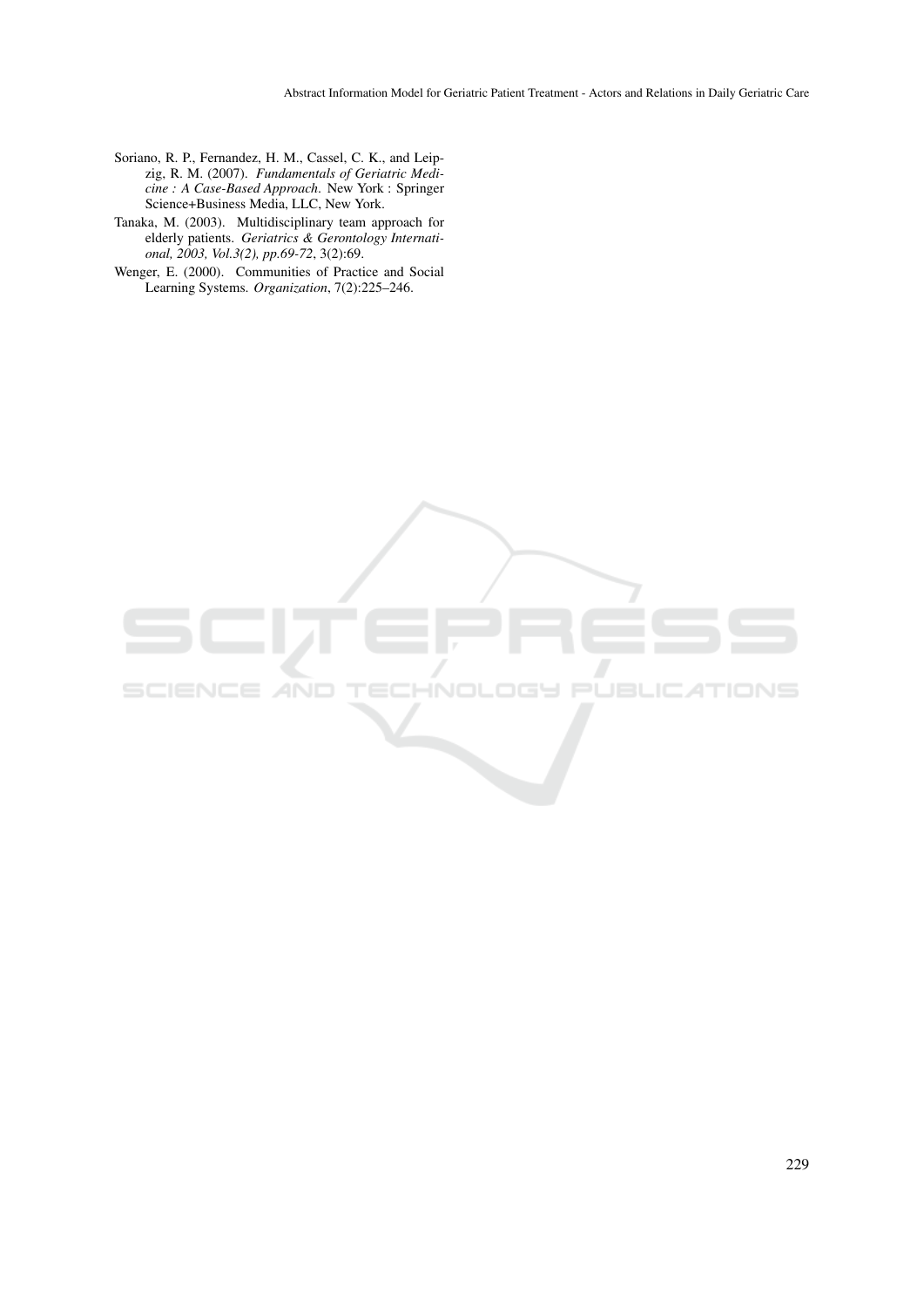Soriano, R. P., Fernandez, H. M., Cassel, C. K., and Leipzig, R. M. (2007). *Fundamentals of Geriatric Medicine : A Case-Based Approach*. New York : Springer Science+Business Media, LLC, New York.

Tanaka, M. (2003). Multidisciplinary team approach for elderly patients. *Geriatrics & Gerontology International, 2003, Vol.3(2), pp.69-72*, 3(2):69.

Wenger, E. (2000). Communities of Practice and Social Learning Systems. *Organization*, 7(2):225–246.